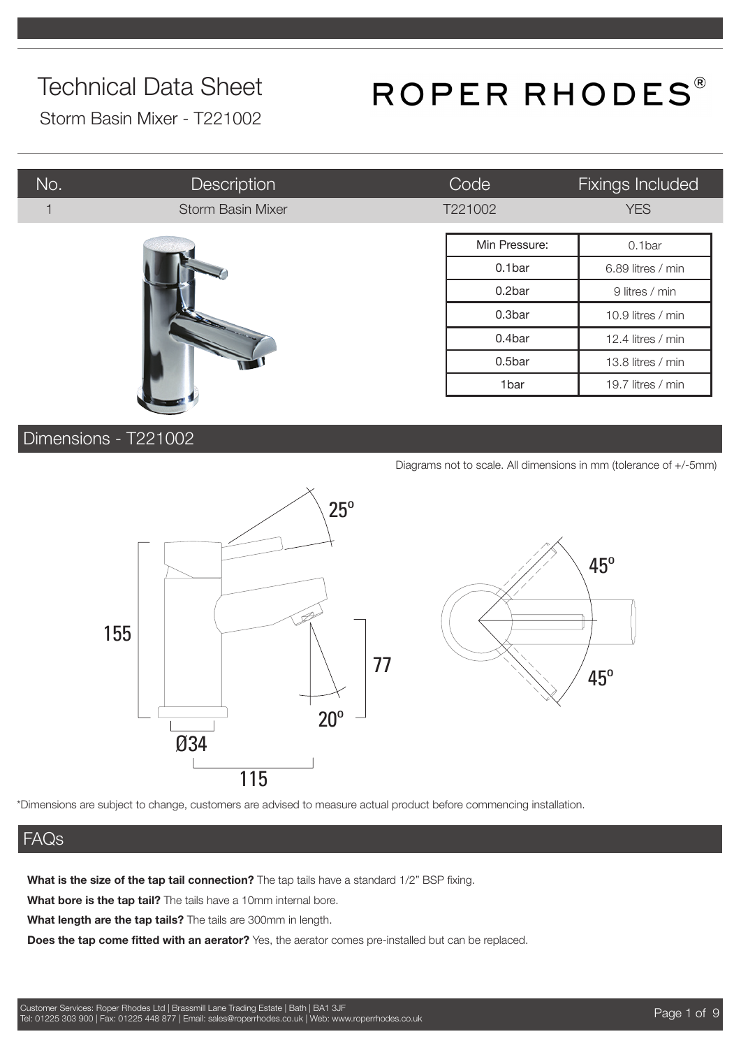# Technical Data Sheet

Storm Basin Mixer - T221002

ROPER RHODES®

| No. | Description | Code | Fixings Included |
| --- | --- | --- | --- |
| 1 | Storm Basin Mixer | T221002 | YES |

| Min Pressure: | 0.1bar |
| --- | --- |
| 0.1bar | 6.89 litres / min |
| 0.2bar | 9 litres / min |
| 0.3bar | 10.9 litres / min |
| 0.4bar | 12.4 litres / min |
| 0.5bar | 13.8 litres / min |
| 1bar | 19.7 litres / min |

## Dimensions - T221002

Diagrams not to scale. All dimensions in mm (tolerance of +/-5mm)

25º

155

77

20º

Ø34

115

45º

45º

*Dimensions are subject to change, customers are advised to measure actual product before commencing installation.

## FAQs

**What is the size of the tap tail connection?** The tap tails have a standard 1/2" BSP fixing.

**What bore is the tap tail?** The tails have a 10mm internal bore.

**What length are the tap tails?** The tails are 300mm in length.

**Does the tap come fitted with an aerator?** Yes, the aerator comes pre-installed but can be replaced.

Customer Services: Roper Rhodes Ltd | Brassmill Lane Trading Estate | Bath | BA1 3JF
Tel: 01225 303 900 | Fax: 01225 448 877 | Email: sales@roperrhodes.co.uk | Web: www.roperrhodes.co.uk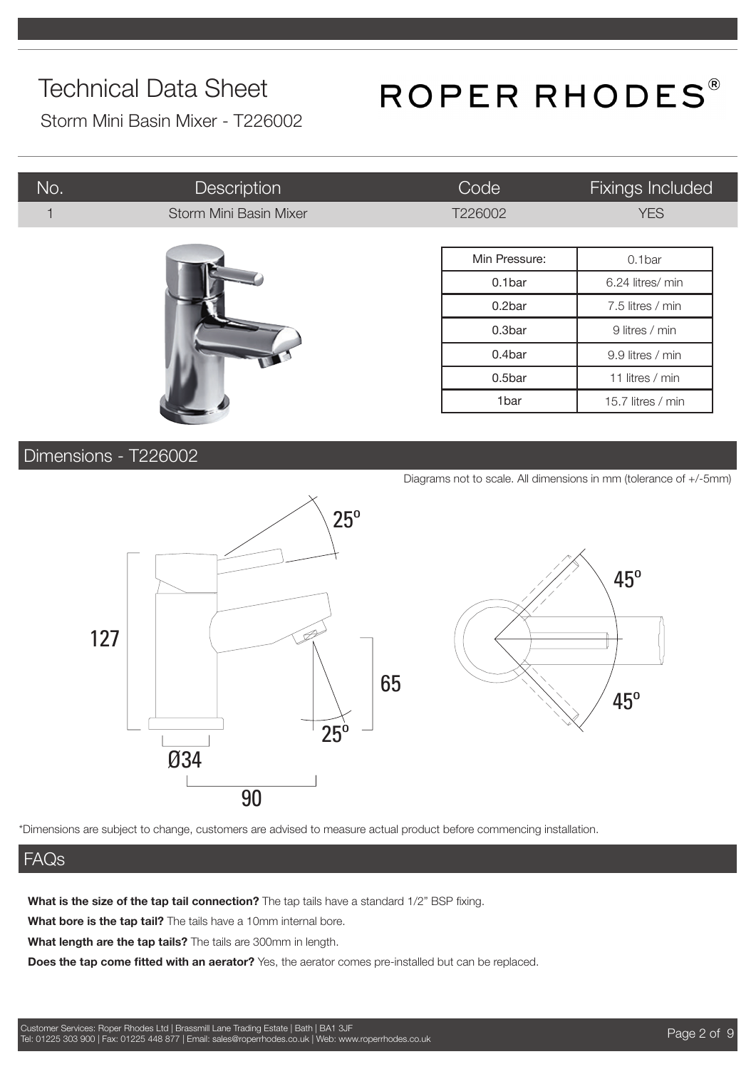# Technical Data Sheet

**ROPER RHODES®**

Storm Mini Basin Mixer - T226002

| No. | Description | Code | Fixings Included |
|---|---|---|---|
| 1 | Storm Mini Basin Mixer | T226002 | YES |

| Min Pressure: | 0.1bar |
|---|---|
| 0.1bar | 6.24 litres/ min |
| 0.2bar | 7.5 litres / min |
| 0.3bar | 9 litres / min |
| 0.4bar | 9.9 litres / min |
| 0.5bar | 11 litres / min |
| 1bar | 15.7 litres / min |

## Dimensions - T226002

Diagrams not to scale. All dimensions in mm (tolerance of +/-5mm)

25º

127

65

25º

Ø34

90

45º

45º

*Dimensions are subject to change, customers are advised to measure actual product before commencing installation.

## FAQs

**What is the size of the tap tail connection?** The tap tails have a standard 1/2" BSP fixing.

**What bore is the tap tail?** The tails have a 10mm internal bore.

**What length are the tap tails?** The tails are 300mm in length.

**Does the tap come fitted with an aerator?** Yes, the aerator comes pre-installed but can be replaced.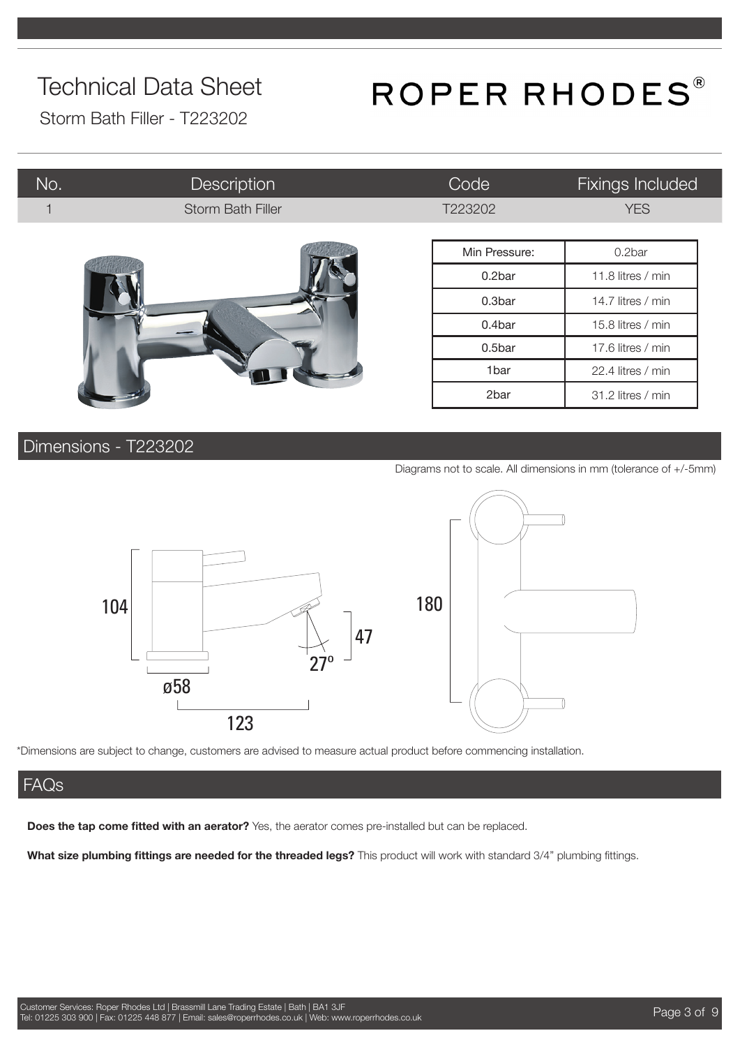# Technical Data Sheet

Storm Bath Filler - T223202

ROPER RHODES®

| No. | Description | Code | Fixings Included |
| --- | --- | --- | --- |
| 1 | Storm Bath Filler | T223202 | YES |

| Min Pressure: | 0.2bar |
| --- | --- |
| 0.2bar | 11.8 litres / min |
| 0.3bar | 14.7 litres / min |
| 0.4bar | 15.8 litres / min |
| 0.5bar | 17.6 litres / min |
| 1bar | 22.4 litres / min |
| 2bar | 31.2 litres / min |

## Dimensions - T223202

Diagrams not to scale. All dimensions in mm (tolerance of +/-5mm)

104

47

27º

ø58

123

180

*Dimensions are subject to change, customers are advised to measure actual product before commencing installation.

## FAQs

**Does the tap come fitted with an aerator?** Yes, the aerator comes pre-installed but can be replaced.

**What size plumbing fittings are needed for the threaded legs?** This product will work with standard 3/4" plumbing fittings.

Customer Services: Roper Rhodes Ltd | Brassmill Lane Trading Estate | Bath | BA1 3JF
Tel: 01225 303 900 | Fax: 01225 448 877 | Email: sales@roperrhodes.co.uk | Web: www.roperrhodes.co.uk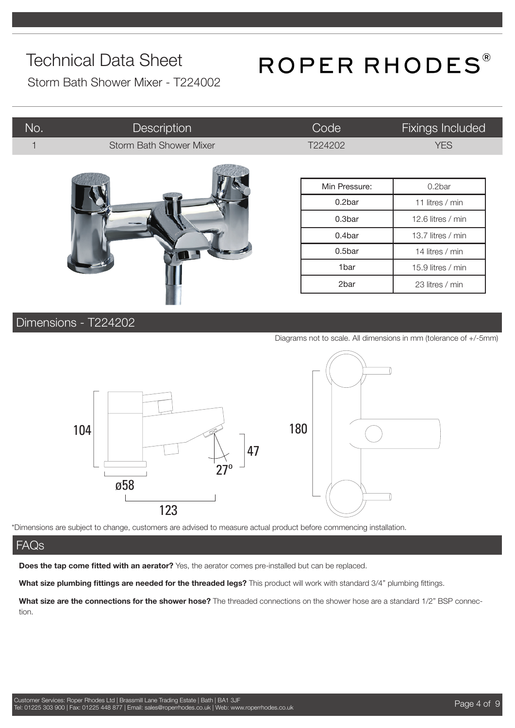# Technical Data Sheet

Storm Bath Shower Mixer - T224002

ROPER RHODES®

| No. | Description | Code | Fixings Included |
| --- | --- | --- | --- |
| 1 | Storm Bath Shower Mixer | T224202 | YES |

| Min Pressure: | 0.2bar |
| --- | --- |
| 0.2bar | 11 litres / min |
| 0.3bar | 12.6 litres / min |
| 0.4bar | 13.7 litres / min |
| 0.5bar | 14 litres / min |
| 1bar | 15.9 litres / min |
| 2bar | 23 litres / min |

## Dimensions - T224202

Diagrams not to scale. All dimensions in mm (tolerance of +/-5mm)

104

47

27º

ø58

123

180

*Dimensions are subject to change, customers are advised to measure actual product before commencing installation.

## FAQs

**Does the tap come fitted with an aerator?** Yes, the aerator comes pre-installed but can be replaced.

**What size plumbing fittings are needed for the threaded legs?** This product will work with standard 3/4" plumbing fittings.

**What size are the connections for the shower hose?** The threaded connections on the shower hose are a standard 1/2" BSP connection.

Customer Services: Roper Rhodes Ltd | Brassmill Lane Trading Estate | Bath | BA1 3JF
Tel: 01225 303 900 | Fax: 01225 448 877 | Email: sales@roperrhodes.co.uk | Web: www.roperrhodes.co.uk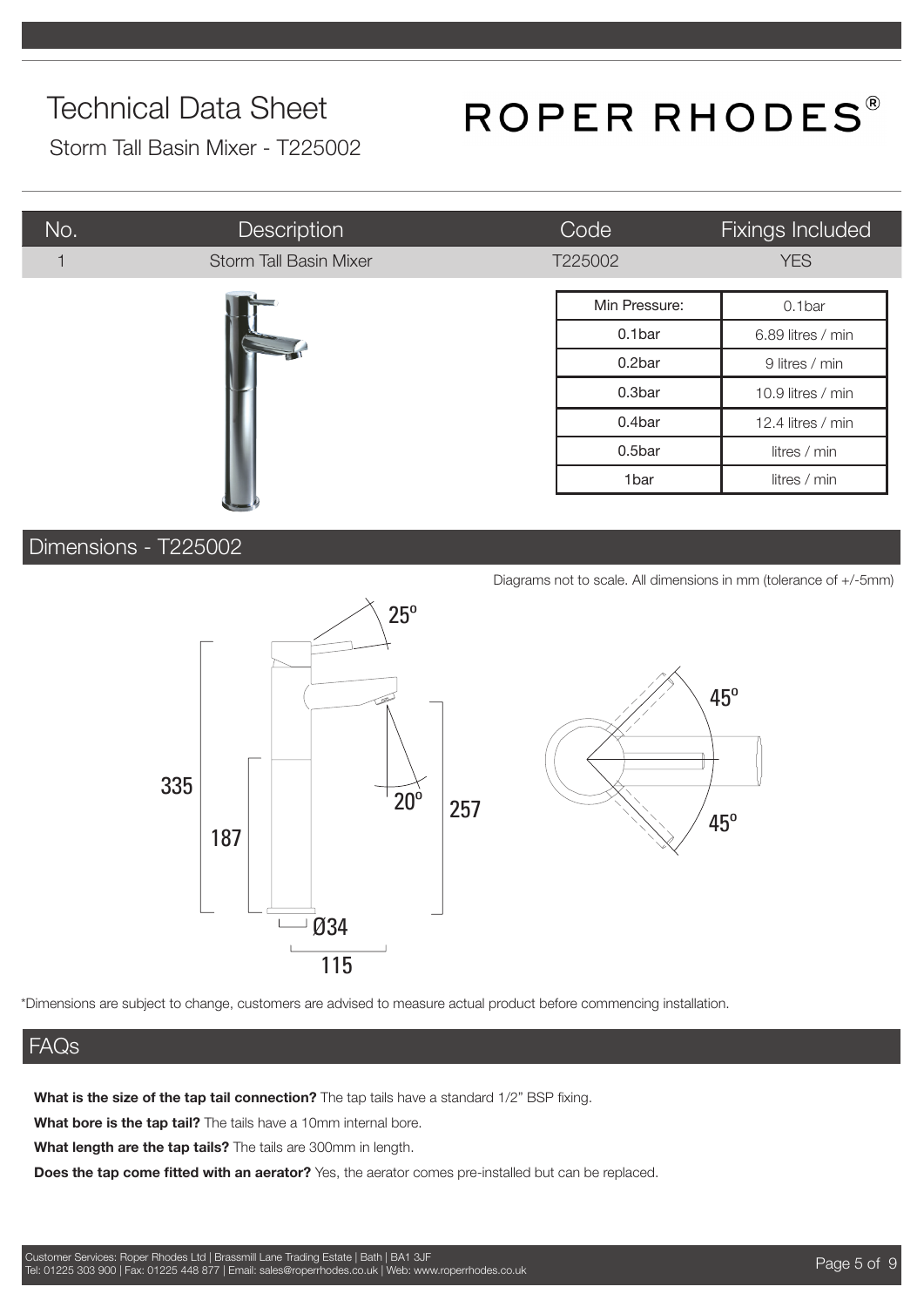# Technical Data Sheet

ROPER RHODES®

Storm Tall Basin Mixer - T225002

| No. | Description | Code | Fixings Included |
|---|---|---|---|
| 1 | Storm Tall Basin Mixer | T225002 | YES |

| Min Pressure: | 0.1bar |
|---|---|
| 0.1bar | 6.89 litres / min |
| 0.2bar | 9 litres / min |
| 0.3bar | 10.9 litres / min |
| 0.4bar | 12.4 litres / min |
| 0.5bar | litres / min |
| 1bar | litres / min |

## Dimensions - T225002

Diagrams not to scale. All dimensions in mm (tolerance of +/-5mm)

25°
335
187
20°
257
Ø34
115
45°
45°

*Dimensions are subject to change, customers are advised to measure actual product before commencing installation.

## FAQs

**What is the size of the tap tail connection?** The tap tails have a standard 1/2" BSP fixing.

**What bore is the tap tail?** The tails have a 10mm internal bore.

**What length are the tap tails?** The tails are 300mm in length.

**Does the tap come fitted with an aerator?** Yes, the aerator comes pre-installed but can be replaced.

Customer Services: Roper Rhodes Ltd | Brassmill Lane Trading Estate | Bath | BA1 3JF
Tel: 01225 303 900 | Fax: 01225 448 877 | Email: sales@roperrhodes.co.uk | Web: www.roperrhodes.co.uk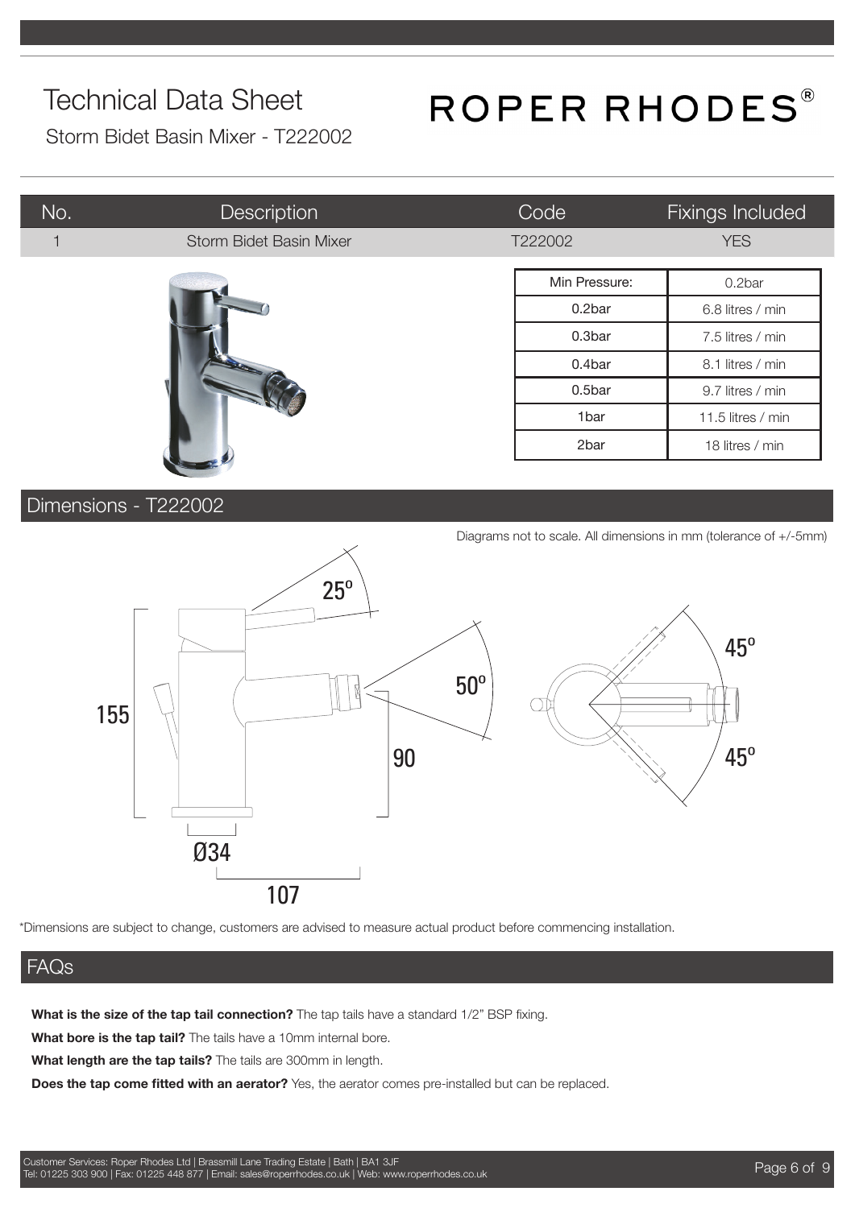# Technical Data Sheet

Storm Bidet Basin Mixer - T222002

ROPER RHODES®

| No. | Description | Code | Fixings Included |
| --- | --- | --- | --- |
| 1 | Storm Bidet Basin Mixer | T222002 | YES |

| Min Pressure: | 0.2bar |
| --- | --- |
| 0.2bar | 6.8 litres / min |
| 0.3bar | 7.5 litres / min |
| 0.4bar | 8.1 litres / min |
| 0.5bar | 9.7 litres / min |
| 1bar | 11.5 litres / min |
| 2bar | 18 litres / min |

## Dimensions - T222002

Diagrams not to scale. All dimensions in mm (tolerance of +/-5mm)

25º, 50º, 45º, 45º, 155, 90, Ø34, 107

*Dimensions are subject to change, customers are advised to measure actual product before commencing installation.

## FAQs

**What is the size of the tap tail connection?** The tap tails have a standard 1/2" BSP fixing.

**What bore is the tap tail?** The tails have a 10mm internal bore.

**What length are the tap tails?** The tails are 300mm in length.

**Does the tap come fitted with an aerator?** Yes, the aerator comes pre-installed but can be replaced.

Customer Services: Roper Rhodes Ltd | Brassmill Lane Trading Estate | Bath | BA1 3JF
Tel: 01225 303 900 | Fax: 01225 448 877 | Email: sales@roperrhodes.co.uk | Web: www.roperrhodes.co.uk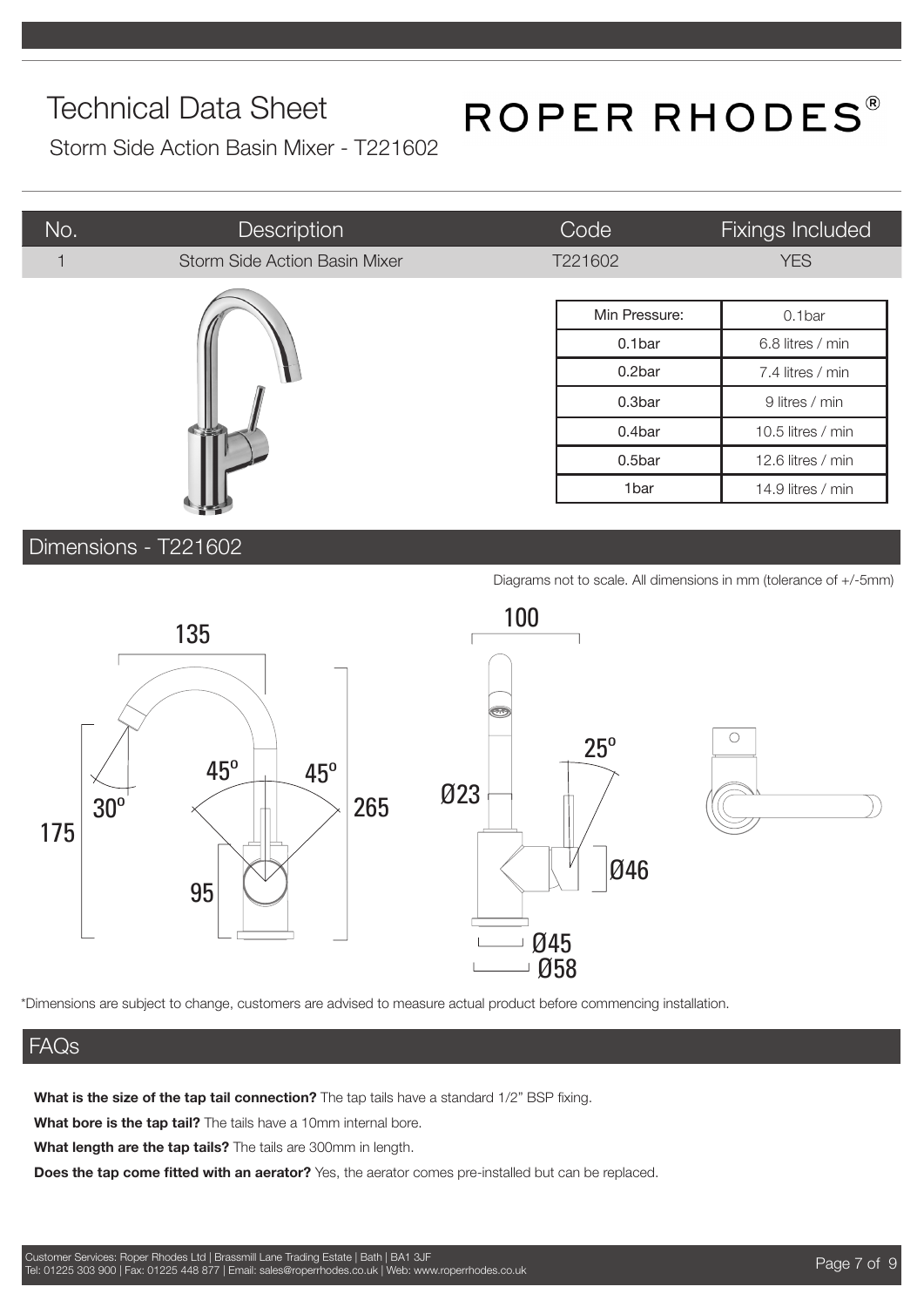# Technical Data Sheet

Storm Side Action Basin Mixer - T221602

ROPER RHODES®

| No. | Description | Code | Fixings Included |
|---|---|---|---|
| 1 | Storm Side Action Basin Mixer | T221602 | YES |

| Min Pressure: | 0.1bar |
|---|---|
| 0.1bar | 6.8 litres / min |
| 0.2bar | 7.4 litres / min |
| 0.3bar | 9 litres / min |
| 0.4bar | 10.5 litres / min |
| 0.5bar | 12.6 litres / min |
| 1bar | 14.9 litres / min |

## Dimensions - T221602

Diagrams not to scale. All dimensions in mm (tolerance of +/-5mm)

135, 100, 175, 265, 95, 30º, 45º, 45º, 25º, Ø23, Ø46, Ø45, Ø58

*Dimensions are subject to change, customers are advised to measure actual product before commencing installation.

## FAQs

**What is the size of the tap tail connection?** The tap tails have a standard 1/2" BSP fixing.

**What bore is the tap tail?** The tails have a 10mm internal bore.

**What length are the tap tails?** The tails are 300mm in length.

**Does the tap come fitted with an aerator?** Yes, the aerator comes pre-installed but can be replaced.

Customer Services: Roper Rhodes Ltd | Brassmill Lane Trading Estate | Bath | BA1 3JF
Tel: 01225 303 900 | Fax: 01225 448 877 | Email: sales@roperrhodes.co.uk | Web: www.roperrhodes.co.uk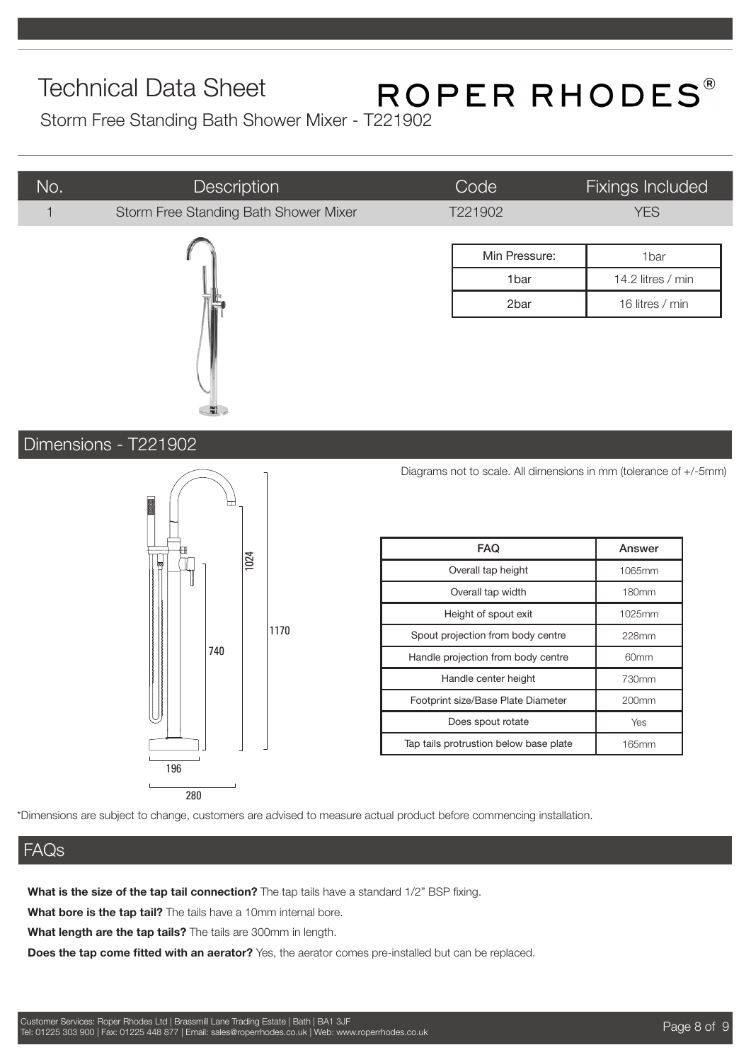# Technical Data Sheet

ROPER RHODES®

Storm Free Standing Bath Shower Mixer - T221902

| No. | Description | Code | Fixings Included |
|---|---|---|---|
| 1 | Storm Free Standing Bath Shower Mixer | T221902 | YES |

| Min Pressure: | 1bar |
|---|---|
| 1bar | 14.2 litres / min |
| 2bar | 16 litres / min |

## Dimensions - T221902

Diagrams not to scale. All dimensions in mm (tolerance of +/-5mm)

1024

1170

740

196

280

| FAQ | Answer |
|---|---|
| Overall tap height | 1065mm |
| Overall tap width | 180mm |
| Height of spout exit | 1025mm |
| Spout projection from body centre | 228mm |
| Handle projection from body centre | 60mm |
| Handle center height | 730mm |
| Footprint size/Base Plate Diameter | 200mm |
| Does spout rotate | Yes |
| Tap tails protrusion below base plate | 165mm |

*Dimensions are subject to change, customers are advised to measure actual product before commencing installation.

## FAQs

**What is the size of the tap tail connection?** The tap tails have a standard 1/2" BSP fixing.

**What bore is the tap tail?** The tails have a 10mm internal bore.

**What length are the tap tails?** The tails are 300mm in length.

**Does the tap come fitted with an aerator?** Yes, the aerator comes pre-installed but can be replaced.

Customer Services: Roper Rhodes Ltd | Brassmill Lane Trading Estate | Bath | BA1 3JF
Tel: 01225 303 900 | Fax: 01225 448 877 | Email: sales@roperrhodes.co.uk | Web: www.roperrhodes.co.uk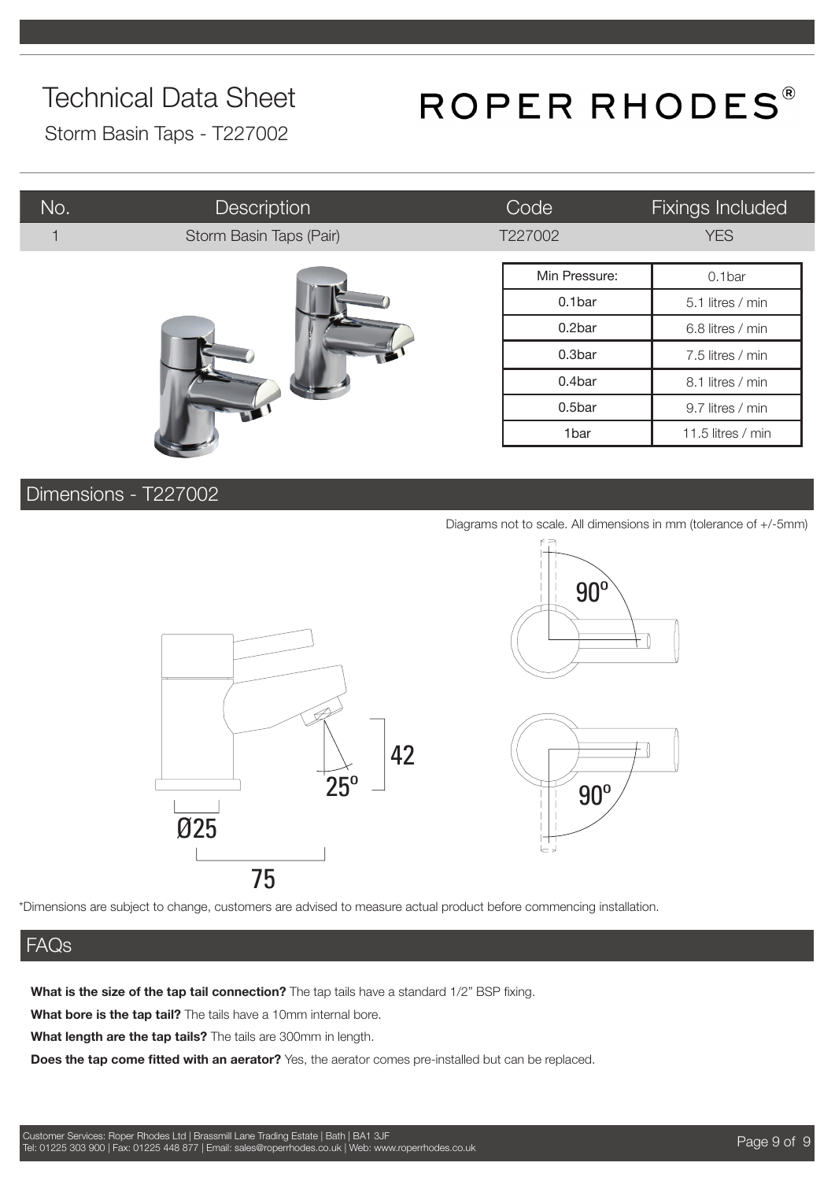# Technical Data Sheet

Storm Basin Taps - T227002

ROPER RHODES®

| No. | Description | Code | Fixings Included |
|---|---|---|---|
| 1 | Storm Basin Taps (Pair) | T227002 | YES |

| Min Pressure: | 0.1bar |
|---|---|
| 0.1bar | 5.1 litres / min |
| 0.2bar | 6.8 litres / min |
| 0.3bar | 7.5 litres / min |
| 0.4bar | 8.1 litres / min |
| 0.5bar | 9.7 litres / min |
| 1bar | 11.5 litres / min |

## Dimensions - T227002

Diagrams not to scale. All dimensions in mm (tolerance of +/-5mm)

90º

42

25º

90º

Ø25

75

*Dimensions are subject to change, customers are advised to measure actual product before commencing installation.

## FAQs

**What is the size of the tap tail connection?** The tap tails have a standard 1/2" BSP fixing.

**What bore is the tap tail?** The tails have a 10mm internal bore.

**What length are the tap tails?** The tails are 300mm in length.

**Does the tap come fitted with an aerator?** Yes, the aerator comes pre-installed but can be replaced.

Customer Services: Roper Rhodes Ltd | Brassmill Lane Trading Estate | Bath | BA1 3JF
Tel: 01225 303 900 | Fax: 01225 448 877 | Email: sales@roperrhodes.co.uk | Web: www.roperrhodes.co.uk